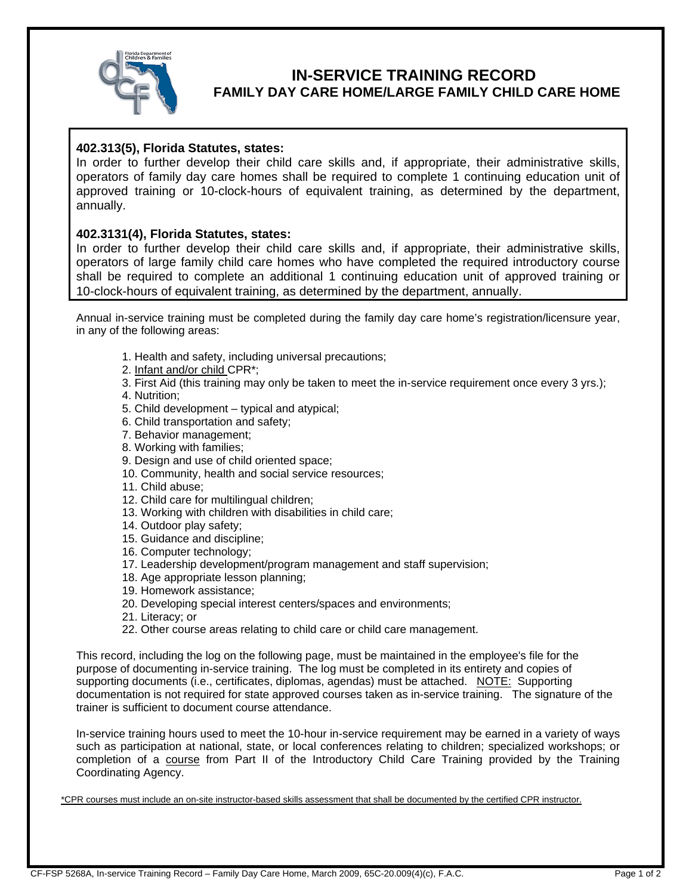# IN-SERVICE TRAINING RECORD
## FAMILY DAY CARE HOME/LARGE FAMILY CHILD CARE HOME

**402.313(5), Florida Statutes, states:**
In order to further develop their child care skills and, if appropriate, their administrative skills, operators of family day care homes shall be required to complete 1 continuing education unit of approved training or 10-clock-hours of equivalent training, as determined by the department, annually.

**402.3131(4), Florida Statutes, states:**
In order to further develop their child care skills and, if appropriate, their administrative skills, operators of large family child care homes who have completed the required introductory course shall be required to complete an additional 1 continuing education unit of approved training or 10-clock-hours of equivalent training, as determined by the department, annually.

Annual in-service training must be completed during the family day care home's registration/licensure year, in any of the following areas:

1. Health and safety, including universal precautions;
2. Infant and/or child CPR*;
3. First Aid (this training may only be taken to meet the in-service requirement once every 3 yrs.);
4. Nutrition;
5. Child development – typical and atypical;
6. Child transportation and safety;
7. Behavior management;
8. Working with families;
9. Design and use of child oriented space;
10. Community, health and social service resources;
11. Child abuse;
12. Child care for multilingual children;
13. Working with children with disabilities in child care;
14. Outdoor play safety;
15. Guidance and discipline;
16. Computer technology;
17. Leadership development/program management and staff supervision;
18. Age appropriate lesson planning;
19. Homework assistance;
20. Developing special interest centers/spaces and environments;
21. Literacy; or
22. Other course areas relating to child care or child care management.

This record, including the log on the following page, must be maintained in the employee's file for the purpose of documenting in-service training. The log must be completed in its entirety and copies of supporting documents (i.e., certificates, diplomas, agendas) must be attached. NOTE: Supporting documentation is not required for state approved courses taken as in-service training. The signature of the trainer is sufficient to document course attendance.

In-service training hours used to meet the 10-hour in-service requirement may be earned in a variety of ways such as participation at national, state, or local conferences relating to children; specialized workshops; or completion of a course from Part II of the Introductory Child Care Training provided by the Training Coordinating Agency.

*CPR courses must include an on-site instructor-based skills assessment that shall be documented by the certified CPR instructor.

CF-FSP 5268A, In-service Training Record – Family Day Care Home, March 2009, 65C-20.009(4)(c), F.A.C.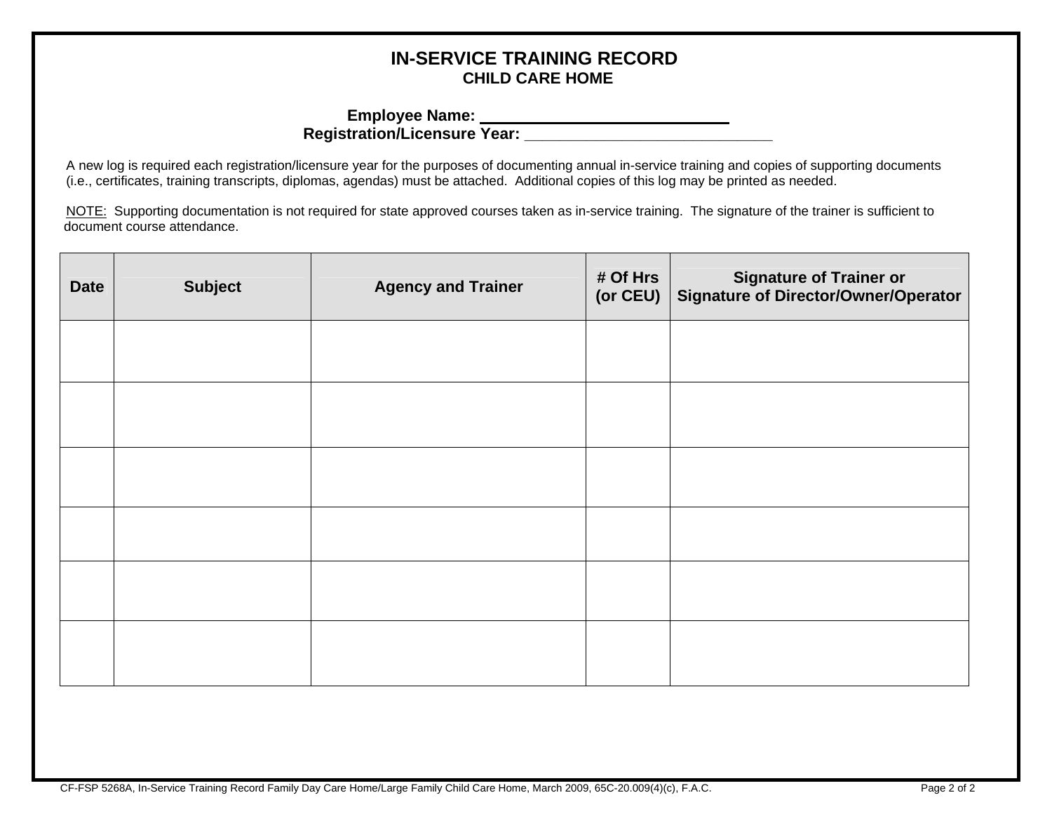# IN-SERVICE TRAINING RECORD
## CHILD CARE HOME

**Employee Name:** ___________________________
**Registration/Licensure Year:** ___________________________

A new log is required each registration/licensure year for the purposes of documenting annual in-service training and copies of supporting documents (i.e., certificates, training transcripts, diplomas, agendas) must be attached. Additional copies of this log may be printed as needed.

NOTE: Supporting documentation is not required for state approved courses taken as in-service training. The signature of the trainer is sufficient to document course attendance.

| Date | Subject | Agency and Trainer | # Of Hrs (or CEU) | Signature of Trainer or Signature of Director/Owner/Operator |
|---|---|---|---|---|
| | | | | |
| | | | | |
| | | | | |
| | | | | |
| | | | | |
| | | | | |

CF-FSP 5268A, In-Service Training Record Family Day Care Home/Large Family Child Care Home, March 2009, 65C-20.009(4)(c), F.A.C.